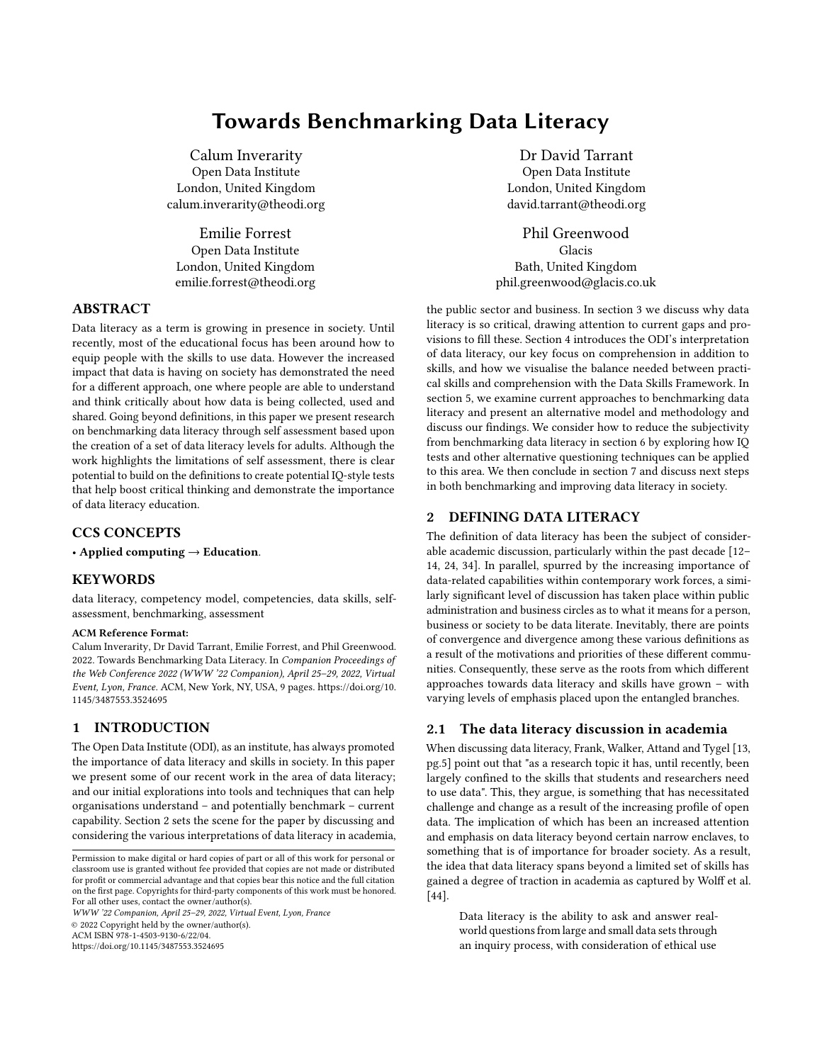# Towards Benchmarking Data Literacy

Calum Inverarity
Open Data Institute
London, United Kingdom
calum.inverarity@theodi.org

Dr David Tarrant
Open Data Institute
London, United Kingdom
david.tarrant@theodi.org

Emilie Forrest
Open Data Institute
London, United Kingdom
emilie.forrest@theodi.org

Phil Greenwood
Glacis
Bath, United Kingdom
phil.greenwood@glacis.co.uk

## ABSTRACT

Data literacy as a term is growing in presence in society. Until recently, most of the educational focus has been around how to equip people with the skills to use data. However the increased impact that data is having on society has demonstrated the need for a different approach, one where people are able to understand and think critically about how data is being collected, used and shared. Going beyond definitions, in this paper we present research on benchmarking data literacy through self assessment based upon the creation of a set of data literacy levels for adults. Although the work highlights the limitations of self assessment, there is clear potential to build on the definitions to create potential IQ-style tests that help boost critical thinking and demonstrate the importance of data literacy education.

## CCS CONCEPTS

• **Applied computing** → **Education**.

## KEYWORDS

data literacy, competency model, competencies, data skills, self-assessment, benchmarking, assessment

**ACM Reference Format:**
Calum Inverarity, Dr David Tarrant, Emilie Forrest, and Phil Greenwood. 2022. Towards Benchmarking Data Literacy. In *Companion Proceedings of the Web Conference 2022 (WWW '22 Companion), April 25–29, 2022, Virtual Event, Lyon, France.* ACM, New York, NY, USA, 9 pages. https://doi.org/10.1145/3487553.3524695

## 1 INTRODUCTION

The Open Data Institute (ODI), as an institute, has always promoted the importance of data literacy and skills in society. In this paper we present some of our recent work in the area of data literacy; and our initial explorations into tools and techniques that can help organisations understand – and potentially benchmark – current capability. Section 2 sets the scene for the paper by discussing and considering the various interpretations of data literacy in academia, the public sector and business. In section 3 we discuss why data literacy is so critical, drawing attention to current gaps and provisions to fill these. Section 4 introduces the ODI's interpretation of data literacy, our key focus on comprehension in addition to skills, and how we visualise the balance needed between practical skills and comprehension with the Data Skills Framework. In section 5, we examine current approaches to benchmarking data literacy and present an alternative model and methodology and discuss our findings. We consider how to reduce the subjectivity from benchmarking data literacy in section 6 by exploring how IQ tests and other alternative questioning techniques can be applied to this area. We then conclude in section 7 and discuss next steps in both benchmarking and improving data literacy in society.

Permission to make digital or hard copies of part or all of this work for personal or classroom use is granted without fee provided that copies are not made or distributed for profit or commercial advantage and that copies bear this notice and the full citation on the first page. Copyrights for third-party components of this work must be honored. For all other uses, contact the owner/author(s).
*WWW '22 Companion, April 25–29, 2022, Virtual Event, Lyon, France*
© 2022 Copyright held by the owner/author(s).
ACM ISBN 978-1-4503-9130-6/22/04.
https://doi.org/10.1145/3487553.3524695

## 2 DEFINING DATA LITERACY

The definition of data literacy has been the subject of considerable academic discussion, particularly within the past decade [12–14, 24, 34]. In parallel, spurred by the increasing importance of data-related capabilities within contemporary work forces, a similarly significant level of discussion has taken place within public administration and business circles as to what it means for a person, business or society to be data literate. Inevitably, there are points of convergence and divergence among these various definitions as a result of the motivations and priorities of these different communities. Consequently, these serve as the roots from which different approaches towards data literacy and skills have grown – with varying levels of emphasis placed upon the entangled branches.

### 2.1 The data literacy discussion in academia

When discussing data literacy, Frank, Walker, Attand and Tygel [13, pg.5] point out that "as a research topic it has, until recently, been largely confined to the skills that students and researchers need to use data". This, they argue, is something that has necessitated challenge and change as a result of the increasing profile of open data. The implication of which has been an increased attention and emphasis on data literacy beyond certain narrow enclaves, to something that is of importance for broader society. As a result, the idea that data literacy spans beyond a limited set of skills has gained a degree of traction in academia as captured by Wolff et al. [44].

> Data literacy is the ability to ask and answer real-world questions from large and small data sets through an inquiry process, with consideration of ethical use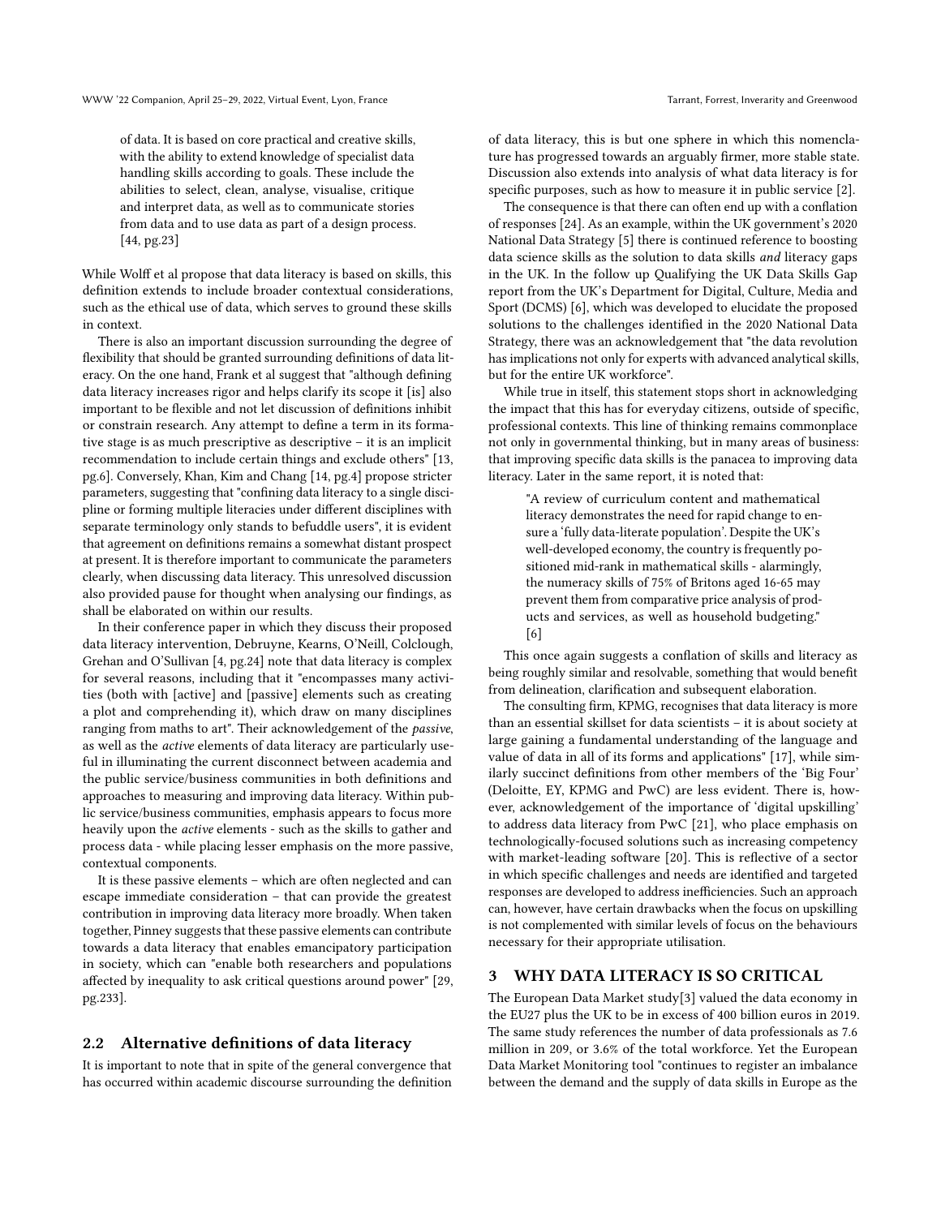> of data. It is based on core practical and creative skills, with the ability to extend knowledge of specialist data handling skills according to goals. These include the abilities to select, clean, analyse, visualise, critique and interpret data, as well as to communicate stories from data and to use data as part of a design process. [44, pg.23]

While Wolff et al propose that data literacy is based on skills, this definition extends to include broader contextual considerations, such as the ethical use of data, which serves to ground these skills in context.

There is also an important discussion surrounding the degree of flexibility that should be granted surrounding definitions of data literacy. On the one hand, Frank et al suggest that "although defining data literacy increases rigor and helps clarify its scope it [is] also important to be flexible and not let discussion of definitions inhibit or constrain research. Any attempt to define a term in its formative stage is as much prescriptive as descriptive – it is an implicit recommendation to include certain things and exclude others" [13, pg.6]. Conversely, Khan, Kim and Chang [14, pg.4] propose stricter parameters, suggesting that "confining data literacy to a single discipline or forming multiple literacies under different disciplines with separate terminology only stands to befuddle users", it is evident that agreement on definitions remains a somewhat distant prospect at present. It is therefore important to communicate the parameters clearly, when discussing data literacy. This unresolved discussion also provided pause for thought when analysing our findings, as shall be elaborated on within our results.

In their conference paper in which they discuss their proposed data literacy intervention, Debruyne, Kearns, O'Neill, Colclough, Grehan and O'Sullivan [4, pg.24] note that data literacy is complex for several reasons, including that it "encompasses many activities (both with [active] and [passive] elements such as creating a plot and comprehending it), which draw on many disciplines ranging from maths to art". Their acknowledgement of the *passive*, as well as the *active* elements of data literacy are particularly useful in illuminating the current disconnect between academia and the public service/business communities in both definitions and approaches to measuring and improving data literacy. Within public service/business communities, emphasis appears to focus more heavily upon the *active* elements - such as the skills to gather and process data - while placing lesser emphasis on the more passive, contextual components.

It is these passive elements – which are often neglected and can escape immediate consideration – that can provide the greatest contribution in improving data literacy more broadly. When taken together, Pinney suggests that these passive elements can contribute towards a data literacy that enables emancipatory participation in society, which can "enable both researchers and populations affected by inequality to ask critical questions around power" [29, pg.233].

### 2.2 Alternative definitions of data literacy

It is important to note that in spite of the general convergence that has occurred within academic discourse surrounding the definition of data literacy, this is but one sphere in which this nomenclature has progressed towards an arguably firmer, more stable state. Discussion also extends into analysis of what data literacy is for specific purposes, such as how to measure it in public service [2].

The consequence is that there can often end up with a conflation of responses [24]. As an example, within the UK government's 2020 National Data Strategy [5] there is continued reference to boosting data science skills as the solution to data skills *and* literacy gaps in the UK. In the follow up Qualifying the UK Data Skills Gap report from the UK's Department for Digital, Culture, Media and Sport (DCMS) [6], which was developed to elucidate the proposed solutions to the challenges identified in the 2020 National Data Strategy, there was an acknowledgement that "the data revolution has implications not only for experts with advanced analytical skills, but for the entire UK workforce".

While true in itself, this statement stops short in acknowledging the impact that this has for everyday citizens, outside of specific, professional contexts. This line of thinking remains commonplace not only in governmental thinking, but in many areas of business: that improving specific data skills is the panacea to improving data literacy. Later in the same report, it is noted that:

> "A review of curriculum content and mathematical literacy demonstrates the need for rapid change to ensure a 'fully data-literate population'. Despite the UK's well-developed economy, the country is frequently positioned mid-rank in mathematical skills - alarmingly, the numeracy skills of 75% of Britons aged 16-65 may prevent them from comparative price analysis of products and services, as well as household budgeting." [6]

This once again suggests a conflation of skills and literacy as being roughly similar and resolvable, something that would benefit from delineation, clarification and subsequent elaboration.

The consulting firm, KPMG, recognises that data literacy is more than an essential skillset for data scientists – it is about society at large gaining a fundamental understanding of the language and value of data in all of its forms and applications" [17], while similarly succinct definitions from other members of the 'Big Four' (Deloitte, EY, KPMG and PwC) are less evident. There is, however, acknowledgement of the importance of 'digital upskilling' to address data literacy from PwC [21], who place emphasis on technologically-focused solutions such as increasing competency with market-leading software [20]. This is reflective of a sector in which specific challenges and needs are identified and targeted responses are developed to address inefficiencies. Such an approach can, however, have certain drawbacks when the focus on upskilling is not complemented with similar levels of focus on the behaviours necessary for their appropriate utilisation.

## 3 WHY DATA LITERACY IS SO CRITICAL

The European Data Market study[3] valued the data economy in the EU27 plus the UK to be in excess of 400 billion euros in 2019. The same study references the number of data professionals as 7.6 million in 209, or 3.6% of the total workforce. Yet the European Data Market Monitoring tool "continues to register an imbalance between the demand and the supply of data skills in Europe as the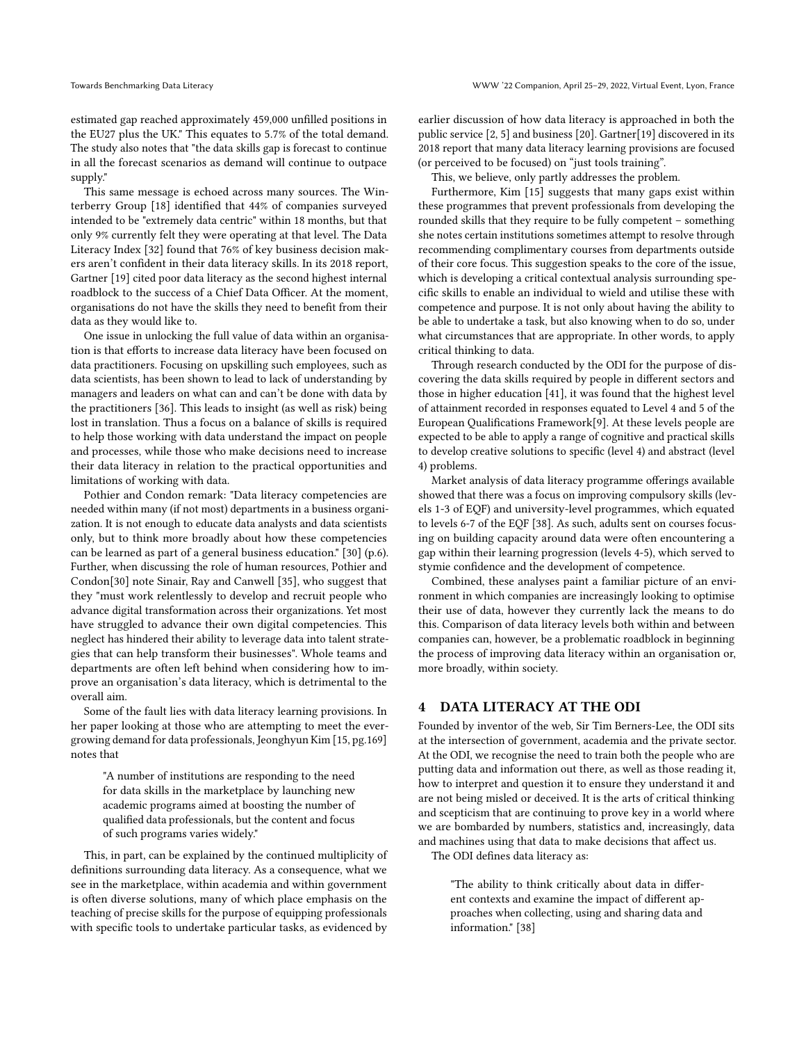estimated gap reached approximately 459,000 unfilled positions in the EU27 plus the UK." This equates to 5.7% of the total demand. The study also notes that "the data skills gap is forecast to continue in all the forecast scenarios as demand will continue to outpace supply."

This same message is echoed across many sources. The Winterberry Group [18] identified that 44% of companies surveyed intended to be "extremely data centric" within 18 months, but that only 9% currently felt they were operating at that level. The Data Literacy Index [32] found that 76% of key business decision makers aren't confident in their data literacy skills. In its 2018 report, Gartner [19] cited poor data literacy as the second highest internal roadblock to the success of a Chief Data Officer. At the moment, organisations do not have the skills they need to benefit from their data as they would like to.

One issue in unlocking the full value of data within an organisation is that efforts to increase data literacy have been focused on data practitioners. Focusing on upskilling such employees, such as data scientists, has been shown to lead to lack of understanding by managers and leaders on what can and can't be done with data by the practitioners [36]. This leads to insight (as well as risk) being lost in translation. Thus a focus on a balance of skills is required to help those working with data understand the impact on people and processes, while those who make decisions need to increase their data literacy in relation to the practical opportunities and limitations of working with data.

Pothier and Condon remark: "Data literacy competencies are needed within many (if not most) departments in a business organization. It is not enough to educate data analysts and data scientists only, but to think more broadly about how these competencies can be learned as part of a general business education." [30] (p.6). Further, when discussing the role of human resources, Pothier and Condon[30] note Sinair, Ray and Canwell [35], who suggest that they "must work relentlessly to develop and recruit people who advance digital transformation across their organizations. Yet most have struggled to advance their own digital competencies. This neglect has hindered their ability to leverage data into talent strategies that can help transform their businesses". Whole teams and departments are often left behind when considering how to improve an organisation's data literacy, which is detrimental to the overall aim.

Some of the fault lies with data literacy learning provisions. In her paper looking at those who are attempting to meet the evergrowing demand for data professionals, Jeonghyun Kim [15, pg.169] notes that

> "A number of institutions are responding to the need for data skills in the marketplace by launching new academic programs aimed at boosting the number of qualified data professionals, but the content and focus of such programs varies widely."

This, in part, can be explained by the continued multiplicity of definitions surrounding data literacy. As a consequence, what we see in the marketplace, within academia and within government is often diverse solutions, many of which place emphasis on the teaching of precise skills for the purpose of equipping professionals with specific tools to undertake particular tasks, as evidenced by earlier discussion of how data literacy is approached in both the public service [2, 5] and business [20]. Gartner[19] discovered in its 2018 report that many data literacy learning provisions are focused (or perceived to be focused) on "just tools training".

This, we believe, only partly addresses the problem.

Furthermore, Kim [15] suggests that many gaps exist within these programmes that prevent professionals from developing the rounded skills that they require to be fully competent – something she notes certain institutions sometimes attempt to resolve through recommending complimentary courses from departments outside of their core focus. This suggestion speaks to the core of the issue, which is developing a critical contextual analysis surrounding specific skills to enable an individual to wield and utilise these with competence and purpose. It is not only about having the ability to be able to undertake a task, but also knowing when to do so, under what circumstances that are appropriate. In other words, to apply critical thinking to data.

Through research conducted by the ODI for the purpose of discovering the data skills required by people in different sectors and those in higher education [41], it was found that the highest level of attainment recorded in responses equated to Level 4 and 5 of the European Qualifications Framework[9]. At these levels people are expected to be able to apply a range of cognitive and practical skills to develop creative solutions to specific (level 4) and abstract (level 4) problems.

Market analysis of data literacy programme offerings available showed that there was a focus on improving compulsory skills (levels 1-3 of EQF) and university-level programmes, which equated to levels 6-7 of the EQF [38]. As such, adults sent on courses focusing on building capacity around data were often encountering a gap within their learning progression (levels 4-5), which served to stymie confidence and the development of competence.

Combined, these analyses paint a familiar picture of an environment in which companies are increasingly looking to optimise their use of data, however they currently lack the means to do this. Comparison of data literacy levels both within and between companies can, however, be a problematic roadblock in beginning the process of improving data literacy within an organisation or, more broadly, within society.

## 4 DATA LITERACY AT THE ODI

Founded by inventor of the web, Sir Tim Berners-Lee, the ODI sits at the intersection of government, academia and the private sector. At the ODI, we recognise the need to train both the people who are putting data and information out there, as well as those reading it, how to interpret and question it to ensure they understand it and are not being misled or deceived. It is the arts of critical thinking and scepticism that are continuing to prove key in a world where we are bombarded by numbers, statistics and, increasingly, data and machines using that data to make decisions that affect us.

The ODI defines data literacy as:

> "The ability to think critically about data in different contexts and examine the impact of different approaches when collecting, using and sharing data and information." [38]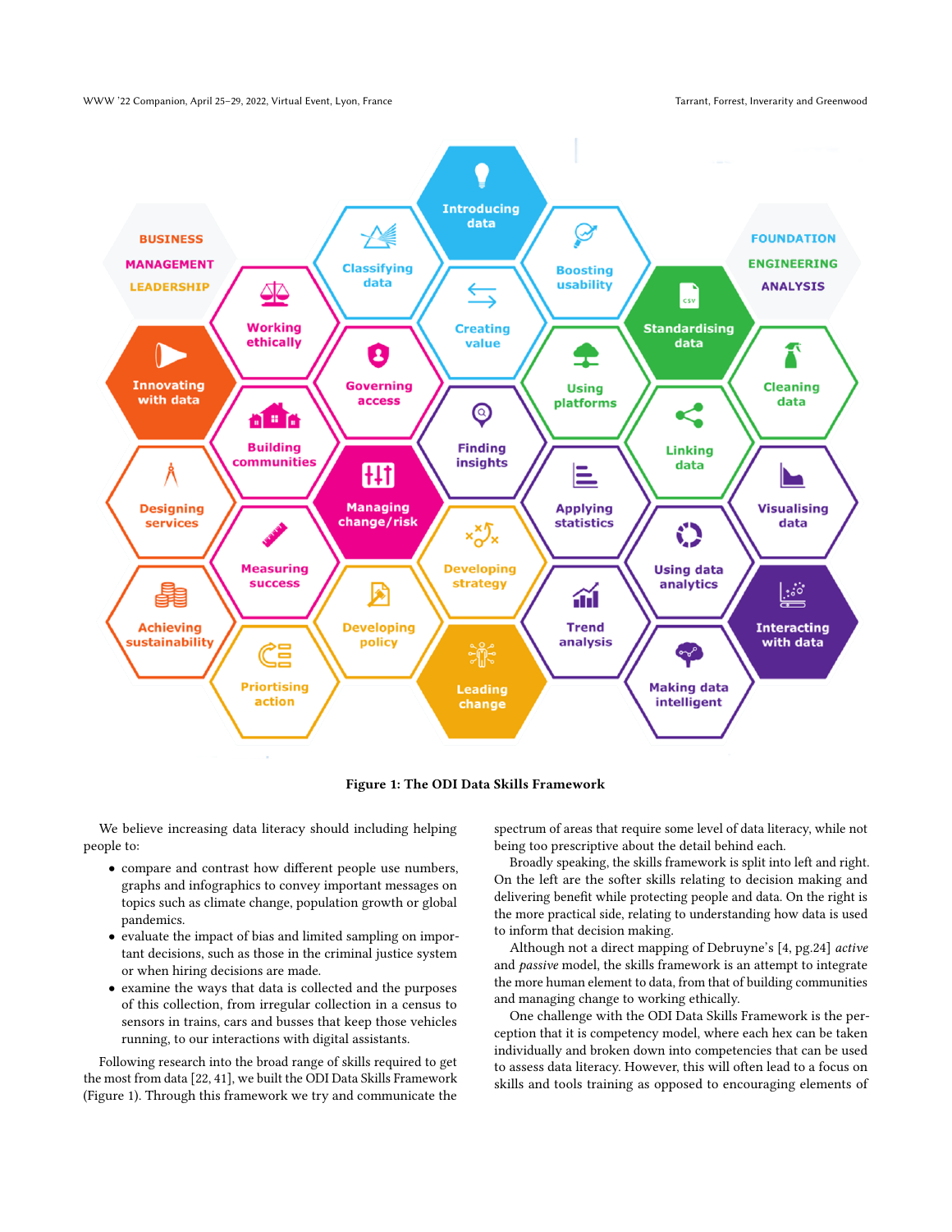BUSINESS
MANAGEMENT
LEADERSHIP

FOUNDATION
ENGINEERING
ANALYSIS

Introducing data
Classifying data
Boosting usability
Working ethically
Creating value
Standardising data
Innovating with data
Governing access
Using platforms
Cleaning data
Building communities
Finding insights
Linking data
Designing services
Managing change/risk
Applying statistics
Visualising data
Measuring success
Developing strategy
Using data analytics
Achieving sustainability
Developing policy
Trend analysis
Interacting with data
Priortising action
Leading change
Making data intelligent

Figure 1: The ODI Data Skills Framework

We believe increasing data literacy should including helping people to:

- compare and contrast how different people use numbers, graphs and infographics to convey important messages on topics such as climate change, population growth or global pandemics.
- evaluate the impact of bias and limited sampling on important decisions, such as those in the criminal justice system or when hiring decisions are made.
- examine the ways that data is collected and the purposes of this collection, from irregular collection in a census to sensors in trains, cars and busses that keep those vehicles running, to our interactions with digital assistants.

Following research into the broad range of skills required to get the most from data [22, 41], we built the ODI Data Skills Framework (Figure 1). Through this framework we try and communicate the spectrum of areas that require some level of data literacy, while not being too prescriptive about the detail behind each.

Broadly speaking, the skills framework is split into left and right. On the left are the softer skills relating to decision making and delivering benefit while protecting people and data. On the right is the more practical side, relating to understanding how data is used to inform that decision making.

Although not a direct mapping of Debruyne's [4, pg.24] *active* and *passive* model, the skills framework is an attempt to integrate the more human element to data, from that of building communities and managing change to working ethically.

One challenge with the ODI Data Skills Framework is the perception that it is competency model, where each hex can be taken individually and broken down into competencies that can be used to assess data literacy. However, this will often lead to a focus on skills and tools training as opposed to encouraging elements of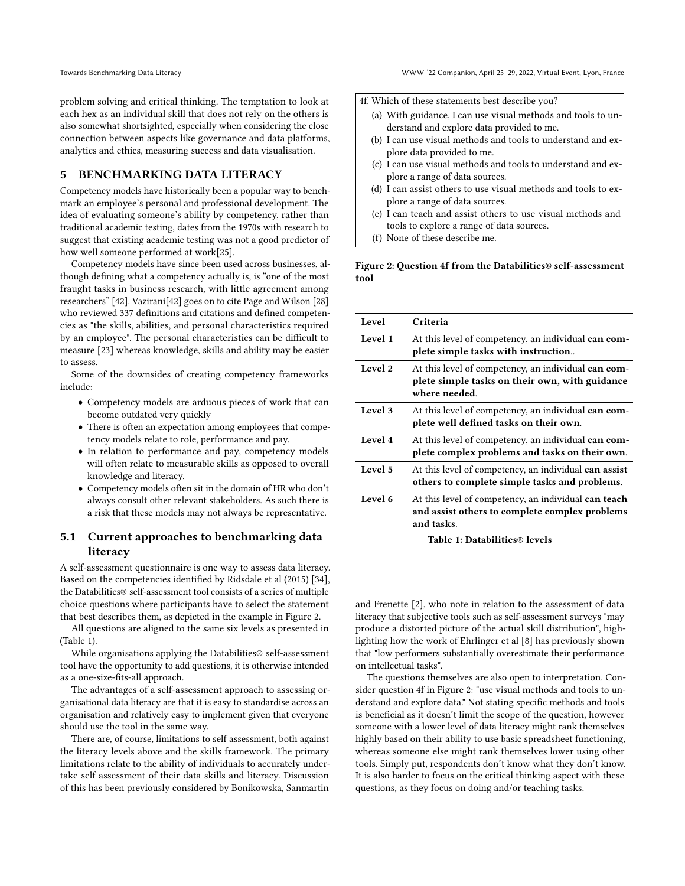problem solving and critical thinking. The temptation to look at each hex as an individual skill that does not rely on the others is also somewhat shortsighted, especially when considering the close connection between aspects like governance and data platforms, analytics and ethics, measuring success and data visualisation.

## 5 BENCHMARKING DATA LITERACY

Competency models have historically been a popular way to benchmark an employee's personal and professional development. The idea of evaluating someone's ability by competency, rather than traditional academic testing, dates from the 1970s with research to suggest that existing academic testing was not a good predictor of how well someone performed at work[25].

Competency models have since been used across businesses, although defining what a competency actually is, is "one of the most fraught tasks in business research, with little agreement among researchers" [42]. Vazirani[42] goes on to cite Page and Wilson [28] who reviewed 337 definitions and citations and defined competencies as "the skills, abilities, and personal characteristics required by an employee". The personal characteristics can be difficult to measure [23] whereas knowledge, skills and ability may be easier to assess.

Some of the downsides of creating competency frameworks include:

- Competency models are arduous pieces of work that can become outdated very quickly
- There is often an expectation among employees that competency models relate to role, performance and pay.
- In relation to performance and pay, competency models will often relate to measurable skills as opposed to overall knowledge and literacy.
- Competency models often sit in the domain of HR who don't always consult other relevant stakeholders. As such there is a risk that these models may not always be representative.

### 5.1 Current approaches to benchmarking data literacy

A self-assessment questionnaire is one way to assess data literacy. Based on the competencies identified by Ridsdale et al (2015) [34], the Databilities® self-assessment tool consists of a series of multiple choice questions where participants have to select the statement that best describes them, as depicted in the example in Figure 2.

All questions are aligned to the same six levels as presented in (Table 1).

While organisations applying the Databilities® self-assessment tool have the opportunity to add questions, it is otherwise intended as a one-size-fits-all approach.

The advantages of a self-assessment approach to assessing organisational data literacy are that it is easy to standardise across an organisation and relatively easy to implement given that everyone should use the tool in the same way.

There are, of course, limitations to self assessment, both against the literacy levels above and the skills framework. The primary limitations relate to the ability of individuals to accurately undertake self assessment of their data skills and literacy. Discussion of this has been previously considered by Bonikowska, Sanmartin and Frenette [2], who note in relation to the assessment of data literacy that subjective tools such as self-assessment surveys "may produce a distorted picture of the actual skill distribution", highlighting how the work of Ehrlinger et al [8] has previously shown that "low performers substantially overestimate their performance on intellectual tasks".

The questions themselves are also open to interpretation. Consider question 4f in Figure 2: "use visual methods and tools to understand and explore data." Not stating specific methods and tools is beneficial as it doesn't limit the scope of the question, however someone with a lower level of data literacy might rank themselves highly based on their ability to use basic spreadsheet functioning, whereas someone else might rank themselves lower using other tools. Simply put, respondents don't know what they don't know. It is also harder to focus on the critical thinking aspect with these questions, as they focus on doing and/or teaching tasks.

4f. Which of these statements best describe you?

(a) With guidance, I can use visual methods and tools to understand and explore data provided to me.
(b) I can use visual methods and tools to understand and explore data provided to me.
(c) I can use visual methods and tools to understand and explore a range of data sources.
(d) I can assist others to use visual methods and tools to explore a range of data sources.
(e) I can teach and assist others to use visual methods and tools to explore a range of data sources.
(f) None of these describe me.

**Figure 2: Question 4f from the Databilities® self-assessment tool**

| Level | Criteria |
| --- | --- |
| **Level 1** | At this level of competency, an individual **can complete simple tasks with instruction**.. |
| **Level 2** | At this level of competency, an individual **can complete simple tasks on their own, with guidance where needed**. |
| **Level 3** | At this level of competency, an individual **can complete well defined tasks on their own**. |
| **Level 4** | At this level of competency, an individual **can complete complex problems and tasks on their own**. |
| **Level 5** | At this level of competency, an individual **can assist others to complete simple tasks and problems**. |
| **Level 6** | At this level of competency, an individual **can teach and assist others to complete complex problems and tasks**. |

**Table 1: Databilities® levels**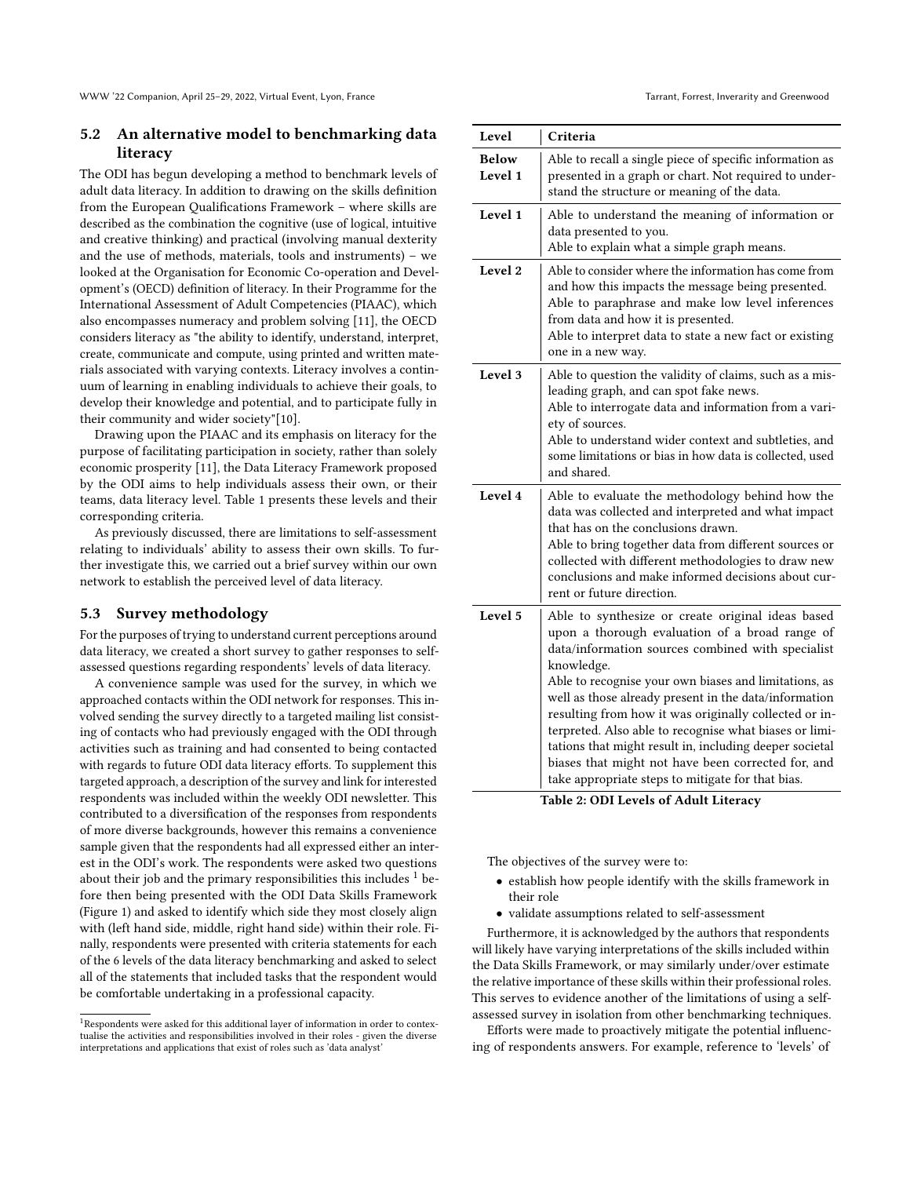## 5.2 An alternative model to benchmarking data literacy

The ODI has begun developing a method to benchmark levels of adult data literacy. In addition to drawing on the skills definition from the European Qualifications Framework – where skills are described as the combination the cognitive (use of logical, intuitive and creative thinking) and practical (involving manual dexterity and the use of methods, materials, tools and instruments) – we looked at the Organisation for Economic Co-operation and Development's (OECD) definition of literacy. In their Programme for the International Assessment of Adult Competencies (PIAAC), which also encompasses numeracy and problem solving [11], the OECD considers literacy as "the ability to identify, understand, interpret, create, communicate and compute, using printed and written materials associated with varying contexts. Literacy involves a continuum of learning in enabling individuals to achieve their goals, to develop their knowledge and potential, and to participate fully in their community and wider society"[10].

Drawing upon the PIAAC and its emphasis on literacy for the purpose of facilitating participation in society, rather than solely economic prosperity [11], the Data Literacy Framework proposed by the ODI aims to help individuals assess their own, or their teams, data literacy level. Table 1 presents these levels and their corresponding criteria.

As previously discussed, there are limitations to self-assessment relating to individuals' ability to assess their own skills. To further investigate this, we carried out a brief survey within our own network to establish the perceived level of data literacy.

| Level | Criteria |
|---|---|
| **Below Level 1** | Able to recall a single piece of specific information as presented in a graph or chart. Not required to understand the structure or meaning of the data. |
| **Level 1** | Able to understand the meaning of information or data presented to you. Able to explain what a simple graph means. |
| **Level 2** | Able to consider where the information has come from and how this impacts the message being presented. Able to paraphrase and make low level inferences from data and how it is presented. Able to interpret data to state a new fact or existing one in a new way. |
| **Level 3** | Able to question the validity of claims, such as a misleading graph, and can spot fake news. Able to interrogate data and information from a variety of sources. Able to understand wider context and subtleties, and some limitations or bias in how data is collected, used and shared. |
| **Level 4** | Able to evaluate the methodology behind how the data was collected and interpreted and what impact that has on the conclusions drawn. Able to bring together data from different sources or collected with different methodologies to draw new conclusions and make informed decisions about current or future direction. |
| **Level 5** | Able to synthesize or create original ideas based upon a thorough evaluation of a broad range of data/information sources combined with specialist knowledge. Able to recognise your own biases and limitations, as well as those already present in the data/information resulting from how it was originally collected or interpreted. Also able to recognise what biases or limitations that might result in, including deeper societal biases that might not have been corrected for, and take appropriate steps to mitigate for that bias. |

**Table 2: ODI Levels of Adult Literacy**

## 5.3 Survey methodology

For the purposes of trying to understand current perceptions around data literacy, we created a short survey to gather responses to self-assessed questions regarding respondents' levels of data literacy.

A convenience sample was used for the survey, in which we approached contacts within the ODI network for responses. This involved sending the survey directly to a targeted mailing list consisting of contacts who had previously engaged with the ODI through activities such as training and had consented to being contacted with regards to future ODI data literacy efforts. To supplement this targeted approach, a description of the survey and link for interested respondents was included within the weekly ODI newsletter. This contributed to a diversification of the responses from respondents of more diverse backgrounds, however this remains a convenience sample given that the respondents had all expressed either an interest in the ODI's work. The respondents were asked two questions about their job and the primary responsibilities this includes [1] before then being presented with the ODI Data Skills Framework (Figure 1) and asked to identify which side they most closely align with (left hand side, middle, right hand side) within their role. Finally, respondents were presented with criteria statements for each of the 6 levels of the data literacy benchmarking and asked to select all of the statements that included tasks that the respondent would be comfortable undertaking in a professional capacity.

[1] Respondents were asked for this additional layer of information in order to contextualise the activities and responsibilities involved in their roles - given the diverse interpretations and applications that exist of roles such as 'data analyst'

The objectives of the survey were to:

- establish how people identify with the skills framework in their role
- validate assumptions related to self-assessment

Furthermore, it is acknowledged by the authors that respondents will likely have varying interpretations of the skills included within the Data Skills Framework, or may similarly under/over estimate the relative importance of these skills within their professional roles. This serves to evidence another of the limitations of using a self-assessed survey in isolation from other benchmarking techniques.

Efforts were made to proactively mitigate the potential influencing of respondents answers. For example, reference to 'levels' of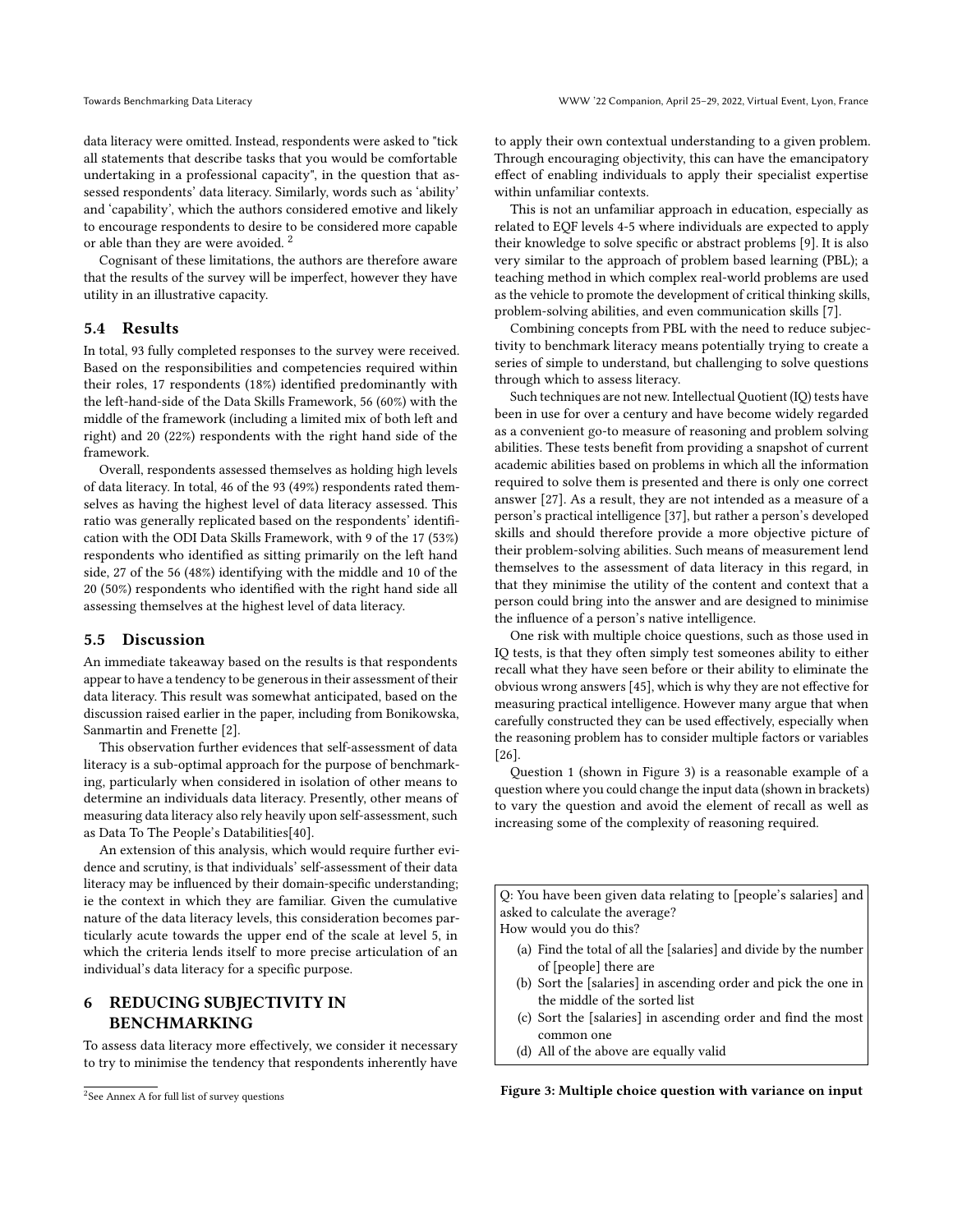data literacy were omitted. Instead, respondents were asked to "tick all statements that describe tasks that you would be comfortable undertaking in a professional capacity", in the question that assessed respondents' data literacy. Similarly, words such as 'ability' and 'capability', which the authors considered emotive and likely to encourage respondents to desire to be considered more capable or able than they are were avoided. [2]

Cognisant of these limitations, the authors are therefore aware that the results of the survey will be imperfect, however they have utility in an illustrative capacity.

### 5.4 Results

In total, 93 fully completed responses to the survey were received. Based on the responsibilities and competencies required within their roles, 17 respondents (18%) identified predominantly with the left-hand-side of the Data Skills Framework, 56 (60%) with the middle of the framework (including a limited mix of both left and right) and 20 (22%) respondents with the right hand side of the framework.

Overall, respondents assessed themselves as holding high levels of data literacy. In total, 46 of the 93 (49%) respondents rated themselves as having the highest level of data literacy assessed. This ratio was generally replicated based on the respondents' identification with the ODI Data Skills Framework, with 9 of the 17 (53%) respondents who identified as sitting primarily on the left hand side, 27 of the 56 (48%) identifying with the middle and 10 of the 20 (50%) respondents who identified with the right hand side all assessing themselves at the highest level of data literacy.

### 5.5 Discussion

An immediate takeaway based on the results is that respondents appear to have a tendency to be generous in their assessment of their data literacy. This result was somewhat anticipated, based on the discussion raised earlier in the paper, including from Bonikowska, Sanmartin and Frenette [2].

This observation further evidences that self-assessment of data literacy is a sub-optimal approach for the purpose of benchmarking, particularly when considered in isolation of other means to determine an individuals data literacy. Presently, other means of measuring data literacy also rely heavily upon self-assessment, such as Data To The People's Databilities[40].

An extension of this analysis, which would require further evidence and scrutiny, is that individuals' self-assessment of their data literacy may be influenced by their domain-specific understanding; ie the context in which they are familiar. Given the cumulative nature of the data literacy levels, this consideration becomes particularly acute towards the upper end of the scale at level 5, in which the criteria lends itself to more precise articulation of an individual's data literacy for a specific purpose.

## 6 REDUCING SUBJECTIVITY IN BENCHMARKING

To assess data literacy more effectively, we consider it necessary to try to minimise the tendency that respondents inherently have to apply their own contextual understanding to a given problem. Through encouraging objectivity, this can have the emancipatory effect of enabling individuals to apply their specialist expertise within unfamiliar contexts.

This is not an unfamiliar approach in education, especially as related to EQF levels 4-5 where individuals are expected to apply their knowledge to solve specific or abstract problems [9]. It is also very similar to the approach of problem based learning (PBL); a teaching method in which complex real-world problems are used as the vehicle to promote the development of critical thinking skills, problem-solving abilities, and even communication skills [7].

Combining concepts from PBL with the need to reduce subjectivity to benchmark literacy means potentially trying to create a series of simple to understand, but challenging to solve questions through which to assess literacy.

Such techniques are not new. Intellectual Quotient (IQ) tests have been in use for over a century and have become widely regarded as a convenient go-to measure of reasoning and problem solving abilities. These tests benefit from providing a snapshot of current academic abilities based on problems in which all the information required to solve them is presented and there is only one correct answer [27]. As a result, they are not intended as a measure of a person's practical intelligence [37], but rather a person's developed skills and should therefore provide a more objective picture of their problem-solving abilities. Such means of measurement lend themselves to the assessment of data literacy in this regard, in that they minimise the utility of the content and context that a person could bring into the answer and are designed to minimise the influence of a person's native intelligence.

One risk with multiple choice questions, such as those used in IQ tests, is that they often simply test someones ability to either recall what they have seen before or their ability to eliminate the obvious wrong answers [45], which is why they are not effective for measuring practical intelligence. However many argue that when carefully constructed they can be used effectively, especially when the reasoning problem has to consider multiple factors or variables [26].

Question 1 (shown in Figure 3) is a reasonable example of a question where you could change the input data (shown in brackets) to vary the question and avoid the element of recall as well as increasing some of the complexity of reasoning required.

Q: You have been given data relating to [people's salaries] and asked to calculate the average?
How would you do this?

(a) Find the total of all the [salaries] and divide by the number of [people] there are
(b) Sort the [salaries] in ascending order and pick the one in the middle of the sorted list
(c) Sort the [salaries] in ascending order and find the most common one
(d) All of the above are equally valid

**Figure 3: Multiple choice question with variance on input**

[2] See Annex A for full list of survey questions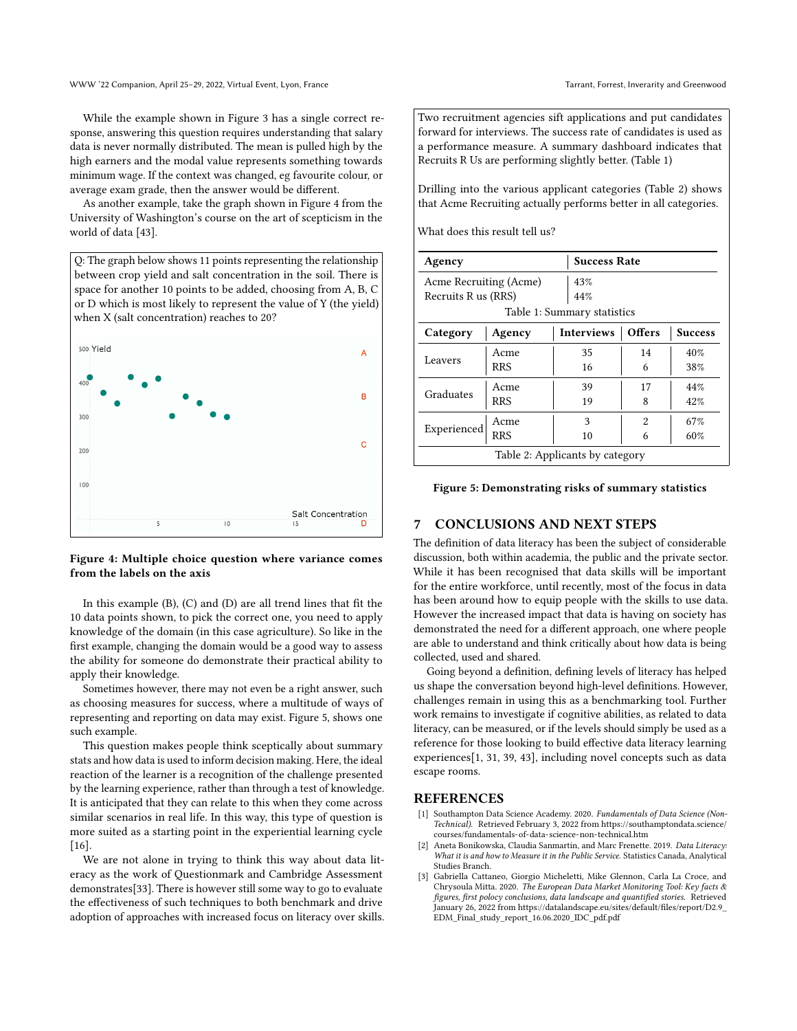While the example shown in Figure 3 has a single correct response, answering this question requires understanding that salary data is never normally distributed. The mean is pulled high by the high earners and the modal value represents something towards minimum wage. If the context was changed, eg favourite colour, or average exam grade, then the answer would be different.

As another example, take the graph shown in Figure 4 from the University of Washington's course on the art of scepticism in the world of data [43].

Q: The graph below shows 11 points representing the relationship between crop yield and salt concentration in the soil. There is space for another 10 points to be added, choosing from A, B, C or D which is most likely to represent the value of Y (the yield) when X (salt concentration) reaches to 20?

500 Yield
400
300
200
100
5
10
15
Salt Concentration
A
B
C
D

**Figure 4: Multiple choice question where variance comes from the labels on the axis**

In this example (B), (C) and (D) are all trend lines that fit the 10 data points shown, to pick the correct one, you need to apply knowledge of the domain (in this case agriculture). So like in the first example, changing the domain would be a good way to assess the ability for someone do demonstrate their practical ability to apply their knowledge.

Sometimes however, there may not even be a right answer, such as choosing measures for success, where a multitude of ways of representing and reporting on data may exist. Figure 5, shows one such example.

This question makes people think sceptically about summary stats and how data is used to inform decision making. Here, the ideal reaction of the learner is a recognition of the challenge presented by the learning experience, rather than through a test of knowledge. It is anticipated that they can relate to this when they come across similar scenarios in real life. In this way, this type of question is more suited as a starting point in the experiential learning cycle [16].

We are not alone in trying to think this way about data literacy as the work of Questionmark and Cambridge Assessment demonstrates[33]. There is however still some way to go to evaluate the effectiveness of such techniques to both benchmark and drive adoption of approaches with increased focus on literacy over skills.

Two recruitment agencies sift applications and put candidates forward for interviews. The success rate of candidates is used as a performance measure. A summary dashboard indicates that Recruits R Us are performing slightly better. (Table 1)

Drilling into the various applicant categories (Table 2) shows that Acme Recruiting actually performs better in all categories.

What does this result tell us?

| Agency | Success Rate |
|---|---|
| Acme Recruiting (Acme) | 43% |
| Recruits R us (RRS) | 44% |

Table 1: Summary statistics

| Category | Agency | Interviews | Offers | Success |
|---|---|---|---|---|
| Leavers | Acme | 35 | 14 | 40% |
| | RRS | 16 | 6 | 38% |
| Graduates | Acme | 39 | 17 | 44% |
| | RRS | 19 | 8 | 42% |
| Experienced | Acme | 3 | 2 | 67% |
| | RRS | 10 | 6 | 60% |

Table 2: Applicants by category

**Figure 5: Demonstrating risks of summary statistics**

## 7 CONCLUSIONS AND NEXT STEPS

The definition of data literacy has been the subject of considerable discussion, both within academia, the public and the private sector. While it has been recognised that data skills will be important for the entire workforce, until recently, most of the focus in data has been around how to equip people with the skills to use data. However the increased impact that data is having on society has demonstrated the need for a different approach, one where people are able to understand and think critically about how data is being collected, used and shared.

Going beyond a definition, defining levels of literacy has helped us shape the conversation beyond high-level definitions. However, challenges remain in using this as a benchmarking tool. Further work remains to investigate if cognitive abilities, as related to data literacy, can be measured, or if the levels should simply be used as a reference for those looking to build effective data literacy learning experiences[1, 31, 39, 43], including novel concepts such as data escape rooms.

## REFERENCES

- [1] Southampton Data Science Academy. 2020. *Fundamentals of Data Science (Non-Technical).* Retrieved February 3, 2022 from https://southamptondata.science/courses/fundamentals-of-data-science-non-technical.htm
- [2] Aneta Bonikowska, Claudia Sanmartin, and Marc Frenette. 2019. *Data Literacy: What it is and how to Measure it in the Public Service.* Statistics Canada, Analytical Studies Branch.
- [3] Gabriella Cattaneo, Giorgio Micheletti, Mike Glennon, Carla La Croce, and Chrysoula Mitta. 2020. *The European Data Market Monitoring Tool: Key facts & figures, first polocy conclusions, data landscape and quantified stories.* Retrieved January 26, 2022 from https://datalandscape.eu/sites/default/files/report/D2.9_EDM_Final_study_report_16.06.2020_IDC_pdf.pdf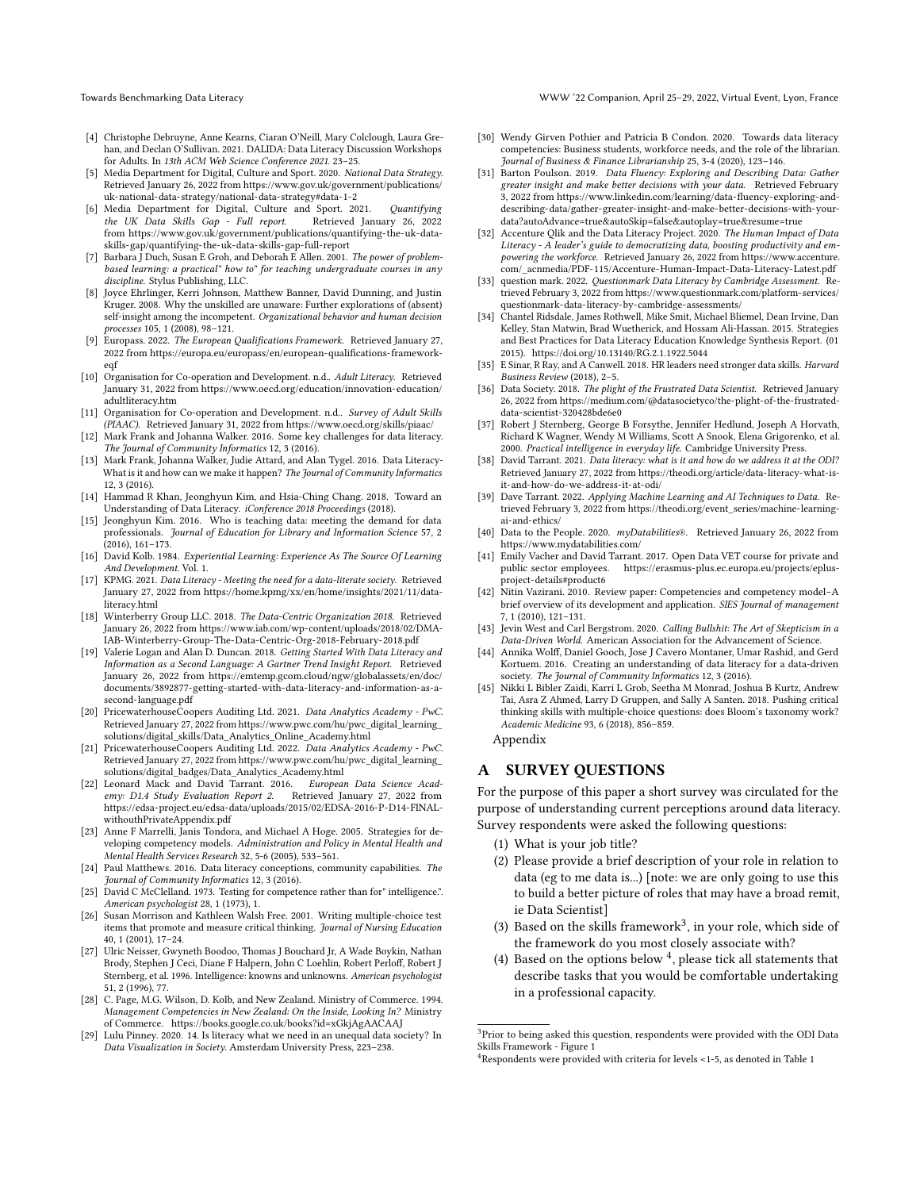[4] Christophe Debruyne, Anne Kearns, Ciaran O'Neill, Mary Colclough, Laura Grehan, and Declan O'Sullivan. 2021. DALIDA: Data Literacy Discussion Workshops for Adults. In *13th ACM Web Science Conference 2021*. 23–25.

[5] Media Department for Digital, Culture and Sport. 2020. *National Data Strategy.* Retrieved January 26, 2022 from https://www.gov.uk/government/publications/uk-national-data-strategy/national-data-strategy#data-1-2

[6] Media Department for Digital, Culture and Sport. 2021. *Quantifying the UK Data Skills Gap - Full report.* Retrieved January 26, 2022 from https://www.gov.uk/government/publications/quantifying-the-uk-data-skills-gap/quantifying-the-uk-data-skills-gap-full-report

[7] Barbara J Duch, Susan E Groh, and Deborah E Allen. 2001. *The power of problem-based learning: a practical" how to" for teaching undergraduate courses in any discipline.* Stylus Publishing, LLC.

[8] Joyce Ehrlinger, Kerri Johnson, Matthew Banner, David Dunning, and Justin Kruger. 2008. Why the unskilled are unaware: Further explorations of (absent) self-insight among the incompetent. *Organizational behavior and human decision processes* 105, 1 (2008), 98–121.

[9] Europass. 2022. *The European Qualifications Framework.* Retrieved January 27, 2022 from https://europa.eu/europass/en/european-qualifications-framework-eqf

[10] Organisation for Co-operation and Development. n.d.. *Adult Literacy.* Retrieved January 31, 2022 from https://www.oecd.org/education/innovation-education/adultliteracy.htm

[11] Organisation for Co-operation and Development. n.d.. *Survey of Adult Skills (PIAAC).* Retrieved January 31, 2022 from https://www.oecd.org/skills/piaac/

[12] Mark Frank and Johanna Walker. 2016. Some key challenges for data literacy. *The Journal of Community Informatics* 12, 3 (2016).

[13] Mark Frank, Johanna Walker, Judie Attard, and Alan Tygel. 2016. Data Literacy-What is it and how can we make it happen? *The Journal of Community Informatics* 12, 3 (2016).

[14] Hammad R Khan, Jeonghyun Kim, and Hsia-Ching Chang. 2018. Toward an Understanding of Data Literacy. *iConference 2018 Proceedings* (2018).

[15] Jeonghyun Kim. 2016. Who is teaching data: meeting the demand for data professionals. *Journal of Education for Library and Information Science* 57, 2 (2016), 161–173.

[16] David Kolb. 1984. *Experiential Learning: Experience As The Source Of Learning And Development.* Vol. 1.

[17] KPMG. 2021. *Data Literacy - Meeting the need for a data-literate society.* Retrieved January 27, 2022 from https://home.kpmg/xx/en/home/insights/2021/11/data-literacy.html

[18] Winterberry Group LLC. 2018. *The Data-Centric Organization 2018.* Retrieved January 26, 2022 from https://www.iab.com/wp-content/uploads/2018/02/DMA-IAB-Winterberry-Group-The-Data-Centric-Org-2018-February-2018.pdf

[19] Valerie Logan and Alan D. Duncan. 2018. *Getting Started With Data Literacy and Information as a Second Language: A Gartner Trend Insight Report.* Retrieved January 26, 2022 from https://emtemp.gcom.cloud/ngw/globalassets/en/doc/documents/3892877-getting-started-with-data-literacy-and-information-as-a-second-language.pdf

[20] PricewaterhouseCoopers Auditing Ltd. 2021. *Data Analytics Academy - PwC.* Retrieved January 27, 2022 from https://www.pwc.com/hu/pwc_digital_learning_solutions/digital_skills/Data_Analytics_Online_Academy.html

[21] PricewaterhouseCoopers Auditing Ltd. 2022. *Data Analytics Academy - PwC.* Retrieved January 27, 2022 from https://www.pwc.com/hu/pwc_digital_learning_solutions/digital_badges/Data_Analytics_Academy.html

[22] Leonard Mack and David Tarrant. 2016. *European Data Science Academy: D1.4 Study Evaluation Report 2.* Retrieved January 27, 2022 from https://edsa-project.eu/edsa-data/uploads/2015/02/EDSA-2016-P-D14-FINAL-withouthPrivateAppendix.pdf

[23] Anne F Marrelli, Janis Tondora, and Michael A Hoge. 2005. Strategies for developing competency models. *Administration and Policy in Mental Health and Mental Health Services Research* 32, 5-6 (2005), 533–561.

[24] Paul Matthews. 2016. Data literacy conceptions, community capabilities. *The Journal of Community Informatics* 12, 3 (2016).

[25] David C McClelland. 1973. Testing for competence rather than for" intelligence.". *American psychologist* 28, 1 (1973), 1.

[26] Susan Morrison and Kathleen Walsh Free. 2001. Writing multiple-choice test items that promote and measure critical thinking. *Journal of Nursing Education* 40, 1 (2001), 17–24.

[27] Ulric Neisser, Gwyneth Boodoo, Thomas J Bouchard Jr, A Wade Boykin, Nathan Brody, Stephen J Ceci, Diane F Halpern, John C Loehlin, Robert Perloff, Robert J Sternberg, et al. 1996. Intelligence: knowns and unknowns. *American psychologist* 51, 2 (1996), 77.

[28] C. Page, M.G. Wilson, D. Kolb, and New Zealand. Ministry of Commerce. 1994. *Management Competencies in New Zealand: On the Inside, Looking In?* Ministry of Commerce. https://books.google.co.uk/books?id=xGkjAgAACAAJ

[29] Lulu Pinney. 2020. 14. Is literacy what we need in an unequal data society? In *Data Visualization in Society.* Amsterdam University Press, 223–238.

[30] Wendy Girven Pothier and Patricia B Condon. 2020. Towards data literacy competencies: Business students, workforce needs, and the role of the librarian. *Journal of Business & Finance Librarianship* 25, 3-4 (2020), 123–146.

[31] Barton Poulson. 2019. *Data Fluency: Exploring and Describing Data: Gather greater insight and make better decisions with your data.* Retrieved February 3, 2022 from https://www.linkedin.com/learning/data-fluency-exploring-and-describing-data/gather-greater-insight-and-make-better-decisions-with-your-data?autoAdvance=true&autoSkip=false&autoplay=true&resume=true

[32] Accenture Qlik and the Data Literacy Project. 2020. *The Human Impact of Data Literacy - A leader's guide to democratizing data, boosting productivity and empowering the workforce.* Retrieved January 26, 2022 from https://www.accenture.com/_acnmedia/PDF-115/Accenture-Human-Impact-Data-Literacy-Latest.pdf

[33] question mark. 2022. *Questionmark Data Literacy by Cambridge Assessment.* Retrieved February 3, 2022 from https://www.questionmark.com/platform-services/questionmark-data-literacy-by-cambridge-assessments/

[34] Chantel Ridsdale, James Rothwell, Mike Smit, Michael Bliemel, Dean Irvine, Dan Kelley, Stan Matwin, Brad Wuetherick, and Hossam Ali-Hassan. 2015. Strategies and Best Practices for Data Literacy Education Knowledge Synthesis Report. (01 2015). https://doi.org/10.13140/RG.2.1.1922.5044

[35] E Sinar, R Ray, and A Canwell. 2018. HR leaders need stronger data skills. *Harvard Business Review* (2018), 2–5.

[36] Data Society. 2018. *The plight of the Frustrated Data Scientist.* Retrieved January 26, 2022 from https://medium.com/@datasocietyco/the-plight-of-the-frustrated-data-scientist-320428bde6e0

[37] Robert J Sternberg, George B Forsythe, Jennifer Hedlund, Joseph A Horvath, Richard K Wagner, Wendy M Williams, Scott A Snook, Elena Grigorenko, et al. 2000. *Practical intelligence in everyday life.* Cambridge University Press.

[38] David Tarrant. 2021. *Data literacy: what is it and how do we address it at the ODI?* Retrieved January 27, 2022 from https://theodi.org/article/data-literacy-what-is-it-and-how-do-we-address-it-at-odi/

[39] Dave Tarrant. 2022. *Applying Machine Learning and AI Techniques to Data.* Retrieved February 3, 2022 from https://theodi.org/event_series/machine-learning-ai-and-ethics/

[40] Data to the People. 2020. *myDatabilities®.* Retrieved January 26, 2022 from https://www.mydatabilities.com/

[41] Emily Vacher and David Tarrant. 2017. Open Data VET course for private and public sector employees. https://erasmus-plus.ec.europa.eu/projects/eplus-project-details#product6

[42] Nitin Vazirani. 2010. Review paper: Competencies and competency model–A brief overview of its development and application. *SIES Journal of management* 7, 1 (2010), 121–131.

[43] Jevin West and Carl Bergstrom. 2020. *Calling Bullshit: The Art of Skepticism in a Data-Driven World.* American Association for the Advancement of Science.

[44] Annika Wolff, Daniel Gooch, Jose J Cavero Montaner, Umar Rashid, and Gerd Kortuem. 2016. Creating an understanding of data literacy for a data-driven society. *The Journal of Community Informatics* 12, 3 (2016).

[45] Nikki L Bibler Zaidi, Karri L Grob, Seetha M Monrad, Joshua B Kurtz, Andrew Tai, Asra Z Ahmed, Larry D Gruppen, and Sally A Santen. 2018. Pushing critical thinking skills with multiple-choice questions: does Bloom's taxonomy work? *Academic Medicine* 93, 6 (2018), 856–859.

Appendix

## A SURVEY QUESTIONS

For the purpose of this paper a short survey was circulated for the purpose of understanding current perceptions around data literacy. Survey respondents were asked the following questions:

(1) What is your job title?
(2) Please provide a brief description of your role in relation to data (eg to me data is...) [note: we are only going to use this to build a better picture of roles that may have a broad remit, ie Data Scientist]
(3) Based on the skills framework[3], in your role, which side of the framework do you most closely associate with?
(4) Based on the options below [4], please tick all statements that describe tasks that you would be comfortable undertaking in a professional capacity.

[3] Prior to being asked this question, respondents were provided with the ODI Data Skills Framework - Figure 1

[4] Respondents were provided with criteria for levels <1-5, as denoted in Table 1